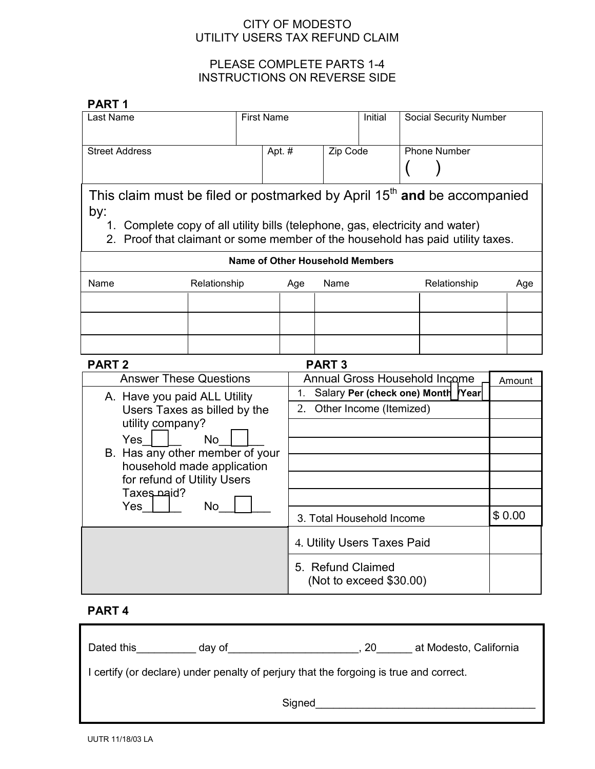CITY OF MODESTO
UTILITY USERS TAX REFUND CLAIM

PLEASE COMPLETE PARTS 1-4
INSTRUCTIONS ON REVERSE SIDE

**PART 1**

| Last Name | First Name | Initial | Social Security Number |
|---|---|---|---|
| | | | |

| Street Address | Apt. # | Zip Code | Phone Number |
|---|---|---|---|
| | | | ( ) |

This claim must be filed or postmarked by April 15th **and** be accompanied by:

1. Complete copy of all utility bills (telephone, gas, electricity and water)
2. Proof that claimant or some member of the household has paid utility taxes.

**Name of Other Household Members**

| Name | Relationship | Age | Name | Relationship | Age |
|---|---|---|---|---|---|
| | | | | | |
| | | | | | |
| | | | | | |

**PART 2**

Answer These Questions

A. Have you paid ALL Utility Users Taxes as billed by the utility company?
Yes____ No____

B. Has any other member of your household made application for refund of Utility Users Taxes paid?
Yes____ No____

**PART 3**

| Annual Gross Household Income | Amount |
|---|---|
| 1. Salary Per (check one) Month ☐ /Year ☐ | |
| 2. Other Income (Itemized) | |
| | |
| | |
| | |
| | |
| | |
| 3. Total Household Income | $ 0.00 |
| 4. Utility Users Taxes Paid | |
| 5. Refund Claimed (Not to exceed $30.00) | |

**PART 4**

Dated this__________ day of______________________, 20______ at Modesto, California

I certify (or declare) under penalty of perjury that the forgoing is true and correct.

Signed______________________________________

UUTR 11/18/03 LA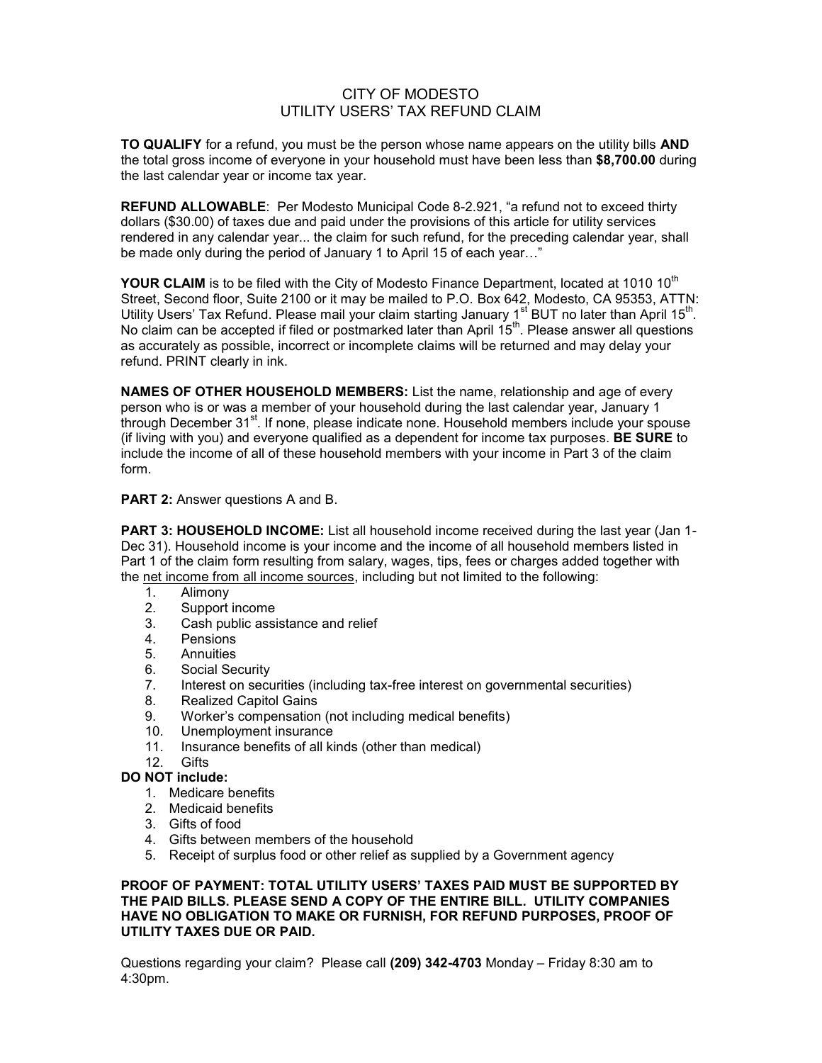# CITY OF MODESTO
## UTILITY USERS' TAX REFUND CLAIM

**TO QUALIFY** for a refund, you must be the person whose name appears on the utility bills **AND** the total gross income of everyone in your household must have been less than **$8,700.00** during the last calendar year or income tax year.

**REFUND ALLOWABLE**: Per Modesto Municipal Code 8-2.921, "a refund not to exceed thirty dollars ($30.00) of taxes due and paid under the provisions of this article for utility services rendered in any calendar year... the claim for such refund, for the preceding calendar year, shall be made only during the period of January 1 to April 15 of each year…"

**YOUR CLAIM** is to be filed with the City of Modesto Finance Department, located at 1010 10th Street, Second floor, Suite 2100 or it may be mailed to P.O. Box 642, Modesto, CA 95353, ATTN: Utility Users' Tax Refund. Please mail your claim starting January 1st BUT no later than April 15th. No claim can be accepted if filed or postmarked later than April 15th. Please answer all questions as accurately as possible, incorrect or incomplete claims will be returned and may delay your refund. PRINT clearly in ink.

**NAMES OF OTHER HOUSEHOLD MEMBERS:** List the name, relationship and age of every person who is or was a member of your household during the last calendar year, January 1 through December 31st. If none, please indicate none. Household members include your spouse (if living with you) and everyone qualified as a dependent for income tax purposes. **BE SURE** to include the income of all of these household members with your income in Part 3 of the claim form.

**PART 2:** Answer questions A and B.

**PART 3: HOUSEHOLD INCOME:** List all household income received during the last year (Jan 1-Dec 31). Household income is your income and the income of all household members listed in Part 1 of the claim form resulting from salary, wages, tips, fees or charges added together with the net income from all income sources, including but not limited to the following:

1. Alimony
2. Support income
3. Cash public assistance and relief
4. Pensions
5. Annuities
6. Social Security
7. Interest on securities (including tax-free interest on governmental securities)
8. Realized Capitol Gains
9. Worker's compensation (not including medical benefits)
10. Unemployment insurance
11. Insurance benefits of all kinds (other than medical)
12. Gifts

**DO NOT include:**

1. Medicare benefits
2. Medicaid benefits
3. Gifts of food
4. Gifts between members of the household
5. Receipt of surplus food or other relief as supplied by a Government agency

**PROOF OF PAYMENT: TOTAL UTILITY USERS' TAXES PAID MUST BE SUPPORTED BY THE PAID BILLS. PLEASE SEND A COPY OF THE ENTIRE BILL. UTILITY COMPANIES HAVE NO OBLIGATION TO MAKE OR FURNISH, FOR REFUND PURPOSES, PROOF OF UTILITY TAXES DUE OR PAID.**

Questions regarding your claim? Please call **(209) 342-4703** Monday – Friday 8:30 am to 4:30pm.